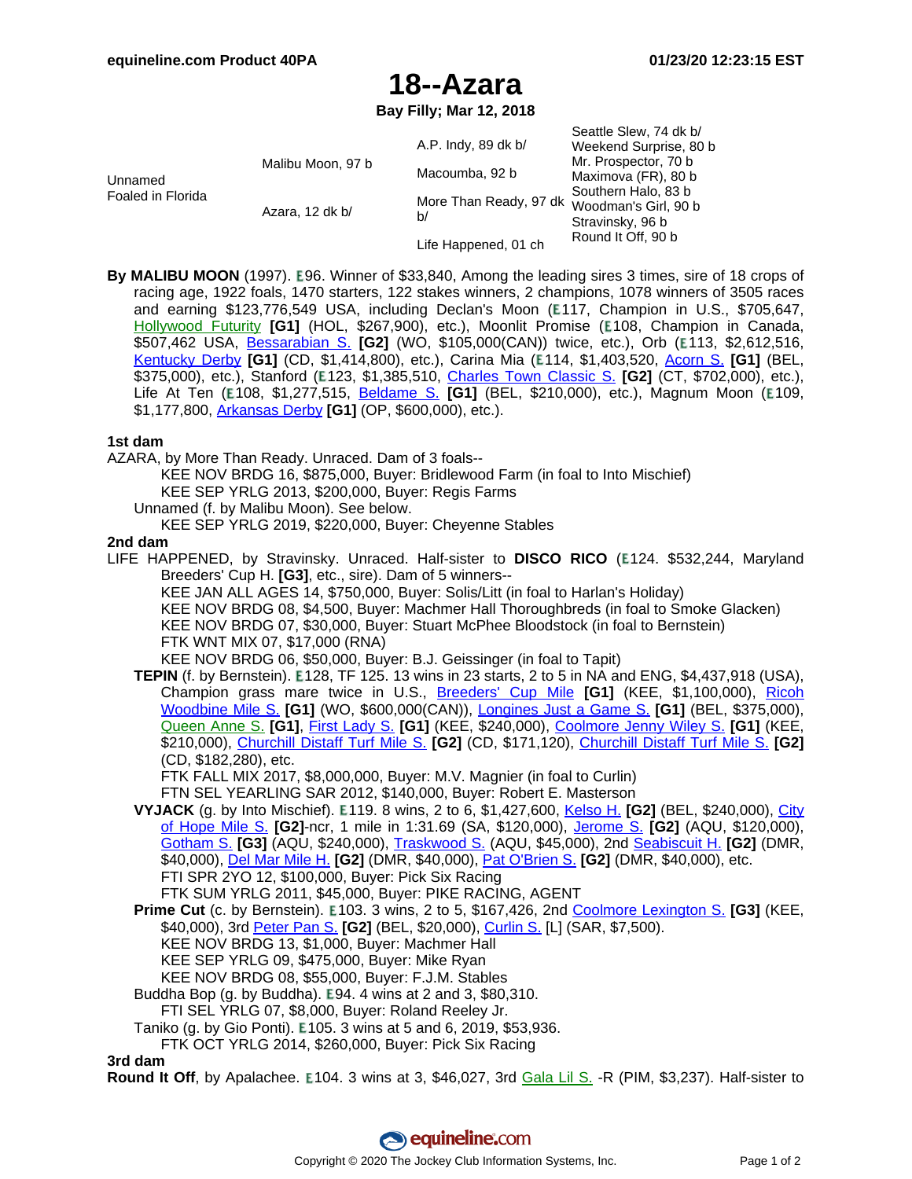# 18--Azara

**Bay Filly; Mar 12, 2018**

| | | | |
|---|---|---|---|
| Unnamed<br>Foaled in Florida | Malibu Moon, 97 b | A.P. Indy, 89 dk b/ | Seattle Slew, 74 dk b/<br>Weekend Surprise, 80 b |
| | | Macoumba, 92 b | Mr. Prospector, 70 b<br>Maximova (FR), 80 b |
| | Azara, 12 dk b/ | More Than Ready, 97 dk b/ | Southern Halo, 83 b<br>Woodman's Girl, 90 b |
| | | Life Happened, 01 ch | Stravinsky, 96 b<br>Round It Off, 90 b |

**By MALIBU MOON** (1997). E96. Winner of $33,840, Among the leading sires 3 times, sire of 18 crops of racing age, 1922 foals, 1470 starters, 122 stakes winners, 2 champions, 1078 winners of 3505 races and earning $123,776,549 USA, including Declan's Moon (E117, Champion in U.S., $705,647, Hollywood Futurity **[G1]** (HOL, $267,900), etc.), Moonlit Promise (E108, Champion in Canada, $507,462 USA, Bessarabian S. **[G2]** (WO, $105,000(CAN)) twice, etc.), Orb (E113, $2,612,516, Kentucky Derby **[G1]** (CD, $1,414,800), etc.), Carina Mia (E114, $1,403,520, Acorn S. **[G1]** (BEL, $375,000), etc.), Stanford (E123, $1,385,510, Charles Town Classic S. **[G2]** (CT, $702,000), etc.), Life At Ten (E108, $1,277,515, Beldame S. **[G1]** (BEL, $210,000), etc.), Magnum Moon (E109, $1,177,800, Arkansas Derby **[G1]** (OP, $600,000), etc.).

### 1st dam

AZARA, by More Than Ready. Unraced. Dam of 3 foals--

KEE NOV BRDG 16, $875,000, Buyer: Bridlewood Farm (in foal to Into Mischief)
KEE SEP YRLG 2013, $200,000, Buyer: Regis Farms

Unnamed (f. by Malibu Moon). See below.
KEE SEP YRLG 2019, $220,000, Buyer: Cheyenne Stables

### 2nd dam

LIFE HAPPENED, by Stravinsky. Unraced. Half-sister to **DISCO RICO** (E124. $532,244, Maryland Breeders' Cup H. **[G3]**, etc., sire). Dam of 5 winners--

KEE JAN ALL AGES 14, $750,000, Buyer: Solis/Litt (in foal to Harlan's Holiday)
KEE NOV BRDG 08, $4,500, Buyer: Machmer Hall Thoroughbreds (in foal to Smoke Glacken)
KEE NOV BRDG 07, $30,000, Buyer: Stuart McPhee Bloodstock (in foal to Bernstein)
FTK WNT MIX 07, $17,000 (RNA)
KEE NOV BRDG 06, $50,000, Buyer: B.J. Geissinger (in foal to Tapit)

**TEPIN** (f. by Bernstein). E128, TF 125. 13 wins in 23 starts, 2 to 5 in NA and ENG, $4,437,918 (USA), Champion grass mare twice in U.S., Breeders' Cup Mile **[G1]** (KEE, $1,100,000), Ricoh Woodbine Mile S. **[G1]** (WO, $600,000(CAN)), Longines Just a Game S. **[G1]** (BEL, $375,000), Queen Anne S. **[G1]**, First Lady S. **[G1]** (KEE, $240,000), Coolmore Jenny Wiley S. **[G1]** (KEE, $210,000), Churchill Distaff Turf Mile S. **[G2]** (CD, $171,120), Churchill Distaff Turf Mile S. **[G2]** (CD, $182,280), etc.
FTK FALL MIX 2017, $8,000,000, Buyer: M.V. Magnier (in foal to Curlin)
FTN SEL YEARLING SAR 2012, $140,000, Buyer: Robert E. Masterson

**VYJACK** (g. by Into Mischief). E119. 8 wins, 2 to 6, $1,427,600, Kelso H. **[G2]** (BEL, $240,000), City of Hope Mile S. **[G2]**-ncr, 1 mile in 1:31.69 (SA, $120,000), Jerome S. **[G2]** (AQU, $120,000), Gotham S. **[G3]** (AQU, $240,000), Traskwood S. (AQU, $45,000), 2nd Seabiscuit H. **[G2]** (DMR, $40,000), Del Mar Mile H. **[G2]** (DMR, $40,000), Pat O'Brien S. **[G2]** (DMR, $40,000), etc.
FTI SPR 2YO 12, $100,000, Buyer: Pick Six Racing
FTK SUM YRLG 2011, $45,000, Buyer: PIKE RACING, AGENT

**Prime Cut** (c. by Bernstein). E103. 3 wins, 2 to 5, $167,426, 2nd Coolmore Lexington S. **[G3]** (KEE, $40,000), 3rd Peter Pan S. **[G2]** (BEL, $20,000), Curlin S. [L] (SAR, $7,500).
KEE NOV BRDG 13, $1,000, Buyer: Machmer Hall
KEE SEP YRLG 09, $475,000, Buyer: Mike Ryan
KEE NOV BRDG 08, $55,000, Buyer: F.J.M. Stables

Buddha Bop (g. by Buddha). E94. 4 wins at 2 and 3, $80,310.
FTI SEL YRLG 07, $8,000, Buyer: Roland Reeley Jr.

Taniko (g. by Gio Ponti). E105. 3 wins at 5 and 6, 2019, $53,936.
FTK OCT YRLG 2014, $260,000, Buyer: Pick Six Racing

### 3rd dam

**Round It Off**, by Apalachee. E104. 3 wins at 3, $46,027, 3rd Gala Lil S. -R (PIM, $3,237). Half-sister to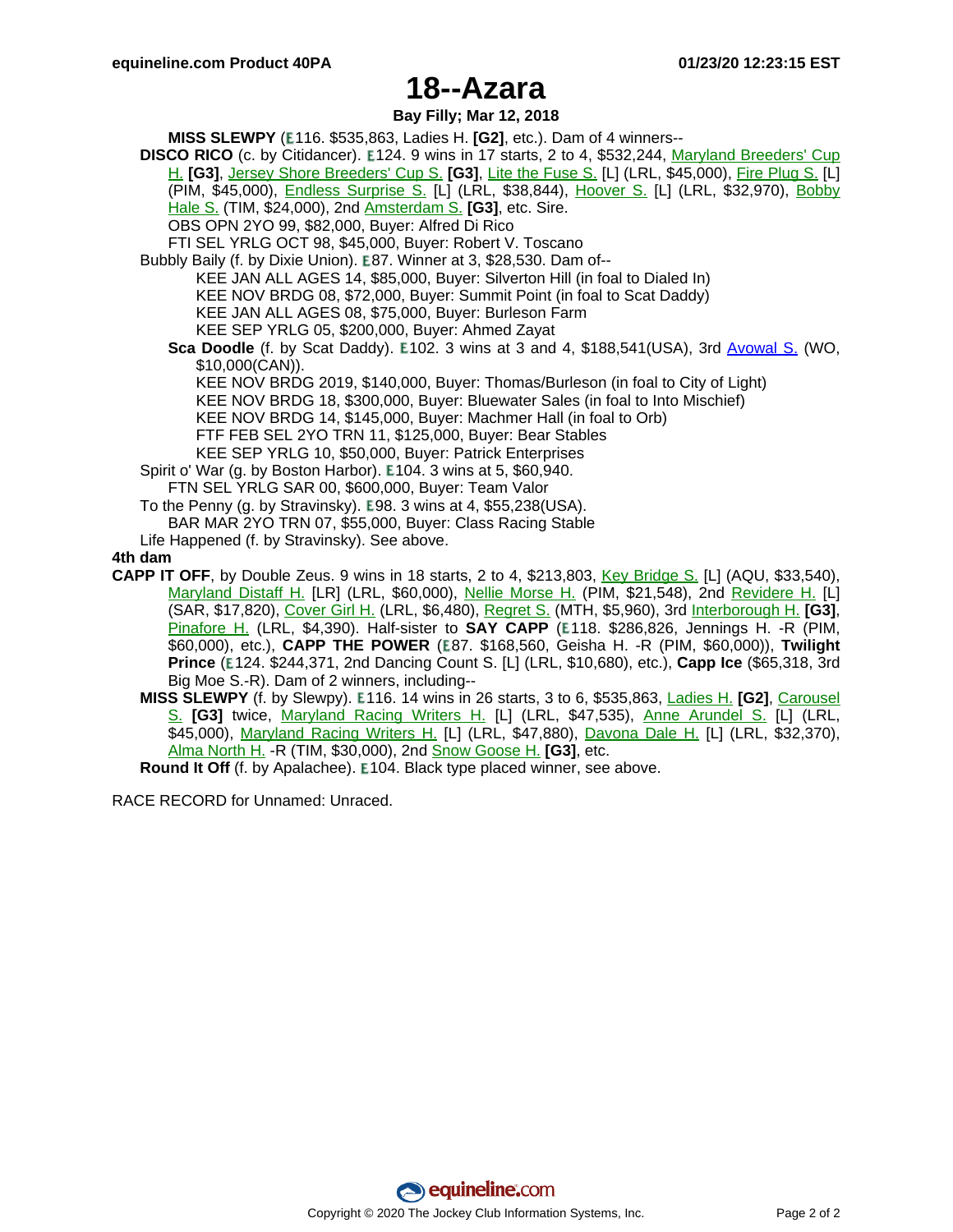# 18--Azara

**Bay Filly; Mar 12, 2018**

**MISS SLEWPY** (E116. $535,863, Ladies H. **[G2]**, etc.). Dam of 4 winners--

**DISCO RICO** (c. by Citidancer). E124. 9 wins in 17 starts, 2 to 4, $532,244, Maryland Breeders' Cup H. **[G3]**, Jersey Shore Breeders' Cup S. **[G3]**, Lite the Fuse S. [L] (LRL, $45,000), Fire Plug S. [L] (PIM, $45,000), Endless Surprise S. [L] (LRL, $38,844), Hoover S. [L] (LRL, $32,970), Bobby Hale S. (TIM, $24,000), 2nd Amsterdam S. **[G3]**, etc. Sire.

OBS OPN 2YO 99, $82,000, Buyer: Alfred Di Rico

FTI SEL YRLG OCT 98, $45,000, Buyer: Robert V. Toscano

Bubbly Baily (f. by Dixie Union). E87. Winner at 3, $28,530. Dam of--

KEE JAN ALL AGES 14, $85,000, Buyer: Silverton Hill (in foal to Dialed In)

KEE NOV BRDG 08, $72,000, Buyer: Summit Point (in foal to Scat Daddy)

KEE JAN ALL AGES 08, $75,000, Buyer: Burleson Farm

KEE SEP YRLG 05, $200,000, Buyer: Ahmed Zayat

**Sca Doodle** (f. by Scat Daddy). E102. 3 wins at 3 and 4, $188,541(USA), 3rd Avowal S. (WO, $10,000(CAN)).

KEE NOV BRDG 2019, $140,000, Buyer: Thomas/Burleson (in foal to City of Light)

KEE NOV BRDG 18, $300,000, Buyer: Bluewater Sales (in foal to Into Mischief)

KEE NOV BRDG 14, $145,000, Buyer: Machmer Hall (in foal to Orb)

FTF FEB SEL 2YO TRN 11, $125,000, Buyer: Bear Stables

KEE SEP YRLG 10, $50,000, Buyer: Patrick Enterprises

Spirit o' War (g. by Boston Harbor). E104. 3 wins at 5, $60,940.

FTN SEL YRLG SAR 00, $600,000, Buyer: Team Valor

To the Penny (g. by Stravinsky). E98. 3 wins at 4, $55,238(USA).

BAR MAR 2YO TRN 07, $55,000, Buyer: Class Racing Stable

Life Happened (f. by Stravinsky). See above.

**4th dam**

**CAPP IT OFF**, by Double Zeus. 9 wins in 18 starts, 2 to 4, $213,803, Key Bridge S. [L] (AQU, $33,540), Maryland Distaff H. [LR] (LRL, $60,000), Nellie Morse H. (PIM, $21,548), 2nd Revidere H. [L] (SAR, $17,820), Cover Girl H. (LRL, $6,480), Regret S. (MTH, $5,960), 3rd Interborough H. **[G3]**, Pinafore H. (LRL, $4,390). Half-sister to **SAY CAPP** (E118. $286,826, Jennings H. -R (PIM, $60,000), etc.), **CAPP THE POWER** (E87. $168,560, Geisha H. -R (PIM, $60,000)), **Twilight Prince** (E124. $244,371, 2nd Dancing Count S. [L] (LRL, $10,680), etc.), **Capp Ice** ($65,318, 3rd Big Moe S.-R). Dam of 2 winners, including--

**MISS SLEWPY** (f. by Slewpy). E116. 14 wins in 26 starts, 3 to 6, $535,863, Ladies H. **[G2]**, Carousel S. **[G3]** twice, Maryland Racing Writers H. [L] (LRL, $47,535), Anne Arundel S. [L] (LRL, $45,000), Maryland Racing Writers H. [L] (LRL, $47,880), Davona Dale H. [L] (LRL, $32,370), Alma North H. -R (TIM, $30,000), 2nd Snow Goose H. **[G3]**, etc.

**Round It Off** (f. by Apalachee). E104. Black type placed winner, see above.

RACE RECORD for Unnamed: Unraced.